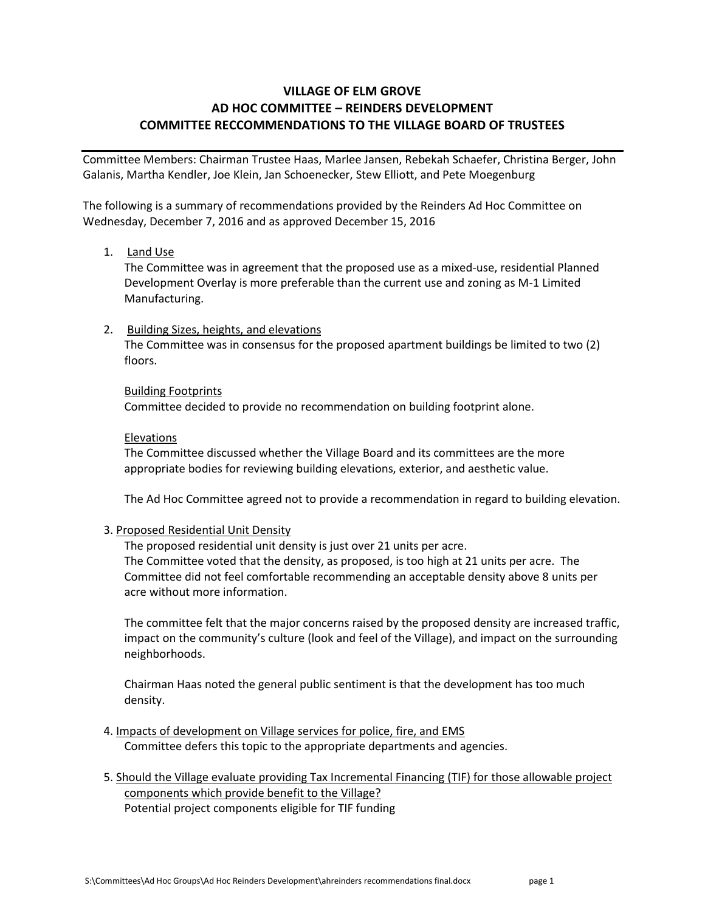# VILLAGE OF ELM GROVE
# AD HOC COMMITTEE – REINDERS DEVELOPMENT
# COMMITTEE RECCOMMENDATIONS TO THE VILLAGE BOARD OF TRUSTEES

---

Committee Members: Chairman Trustee Haas, Marlee Jansen, Rebekah Schaefer, Christina Berger, John Galanis, Martha Kendler, Joe Klein, Jan Schoenecker, Stew Elliott, and Pete Moegenburg

The following is a summary of recommendations provided by the Reinders Ad Hoc Committee on Wednesday, December 7, 2016 and as approved December 15, 2016

1. Land Use

   The Committee was in agreement that the proposed use as a mixed-use, residential Planned Development Overlay is more preferable than the current use and zoning as M-1 Limited Manufacturing.

2. Building Sizes, heights, and elevations

   The Committee was in consensus for the proposed apartment buildings be limited to two (2) floors.

   Building Footprints

   Committee decided to provide no recommendation on building footprint alone.

   Elevations

   The Committee discussed whether the Village Board and its committees are the more appropriate bodies for reviewing building elevations, exterior, and aesthetic value.

   The Ad Hoc Committee agreed not to provide a recommendation in regard to building elevation.

3. Proposed Residential Unit Density

   The proposed residential unit density is just over 21 units per acre.
   The Committee voted that the density, as proposed, is too high at 21 units per acre. The Committee did not feel comfortable recommending an acceptable density above 8 units per acre without more information.

   The committee felt that the major concerns raised by the proposed density are increased traffic, impact on the community's culture (look and feel of the Village), and impact on the surrounding neighborhoods.

   Chairman Haas noted the general public sentiment is that the development has too much density.

4. Impacts of development on Village services for police, fire, and EMS

   Committee defers this topic to the appropriate departments and agencies.

5. Should the Village evaluate providing Tax Incremental Financing (TIF) for those allowable project components which provide benefit to the Village?

   Potential project components eligible for TIF funding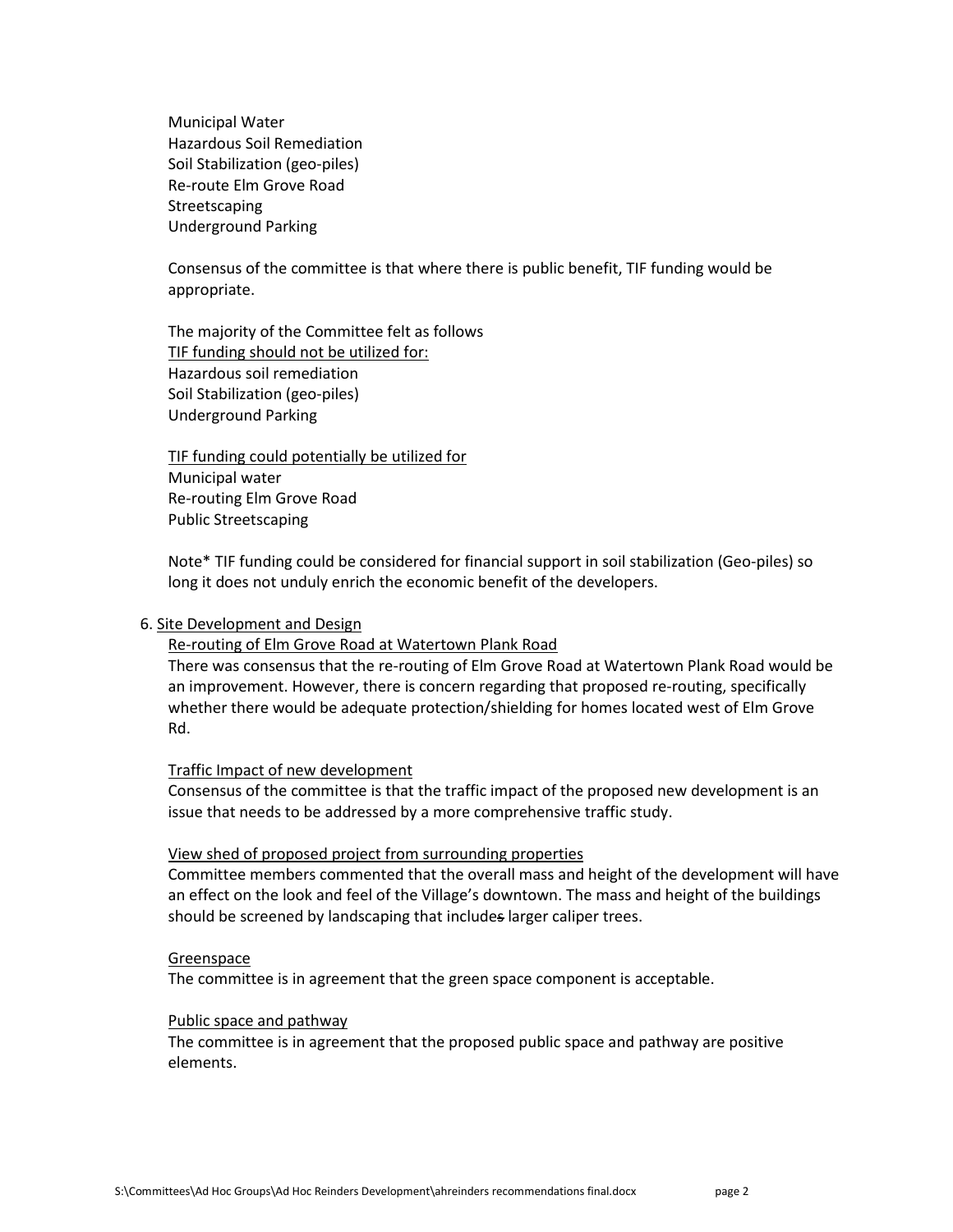Municipal Water
Hazardous Soil Remediation
Soil Stabilization (geo-piles)
Re-route Elm Grove Road
Streetscaping
Underground Parking

Consensus of the committee is that where there is public benefit, TIF funding would be appropriate.

The majority of the Committee felt as follows
<u>TIF funding should not be utilized for:</u>
Hazardous soil remediation
Soil Stabilization (geo-piles)
Underground Parking

<u>TIF funding could potentially be utilized for</u>
Municipal water
Re-routing Elm Grove Road
Public Streetscaping

Note* TIF funding could be considered for financial support in soil stabilization (Geo-piles) so long it does not unduly enrich the economic benefit of the developers.

6. <u>Site Development and Design</u>

<u>Re-routing of Elm Grove Road at Watertown Plank Road</u>
There was consensus that the re-routing of Elm Grove Road at Watertown Plank Road would be an improvement. However, there is concern regarding that proposed re-routing, specifically whether there would be adequate protection/shielding for homes located west of Elm Grove Rd.

<u>Traffic Impact of new development</u>
Consensus of the committee is that the traffic impact of the proposed new development is an issue that needs to be addressed by a more comprehensive traffic study.

<u>View shed of proposed project from surrounding properties</u>
Committee members commented that the overall mass and height of the development will have an effect on the look and feel of the Village's downtown. The mass and height of the buildings should be screened by landscaping that include~~s~~ larger caliper trees.

<u>Greenspace</u>
The committee is in agreement that the green space component is acceptable.

<u>Public space and pathway</u>
The committee is in agreement that the proposed public space and pathway are positive elements.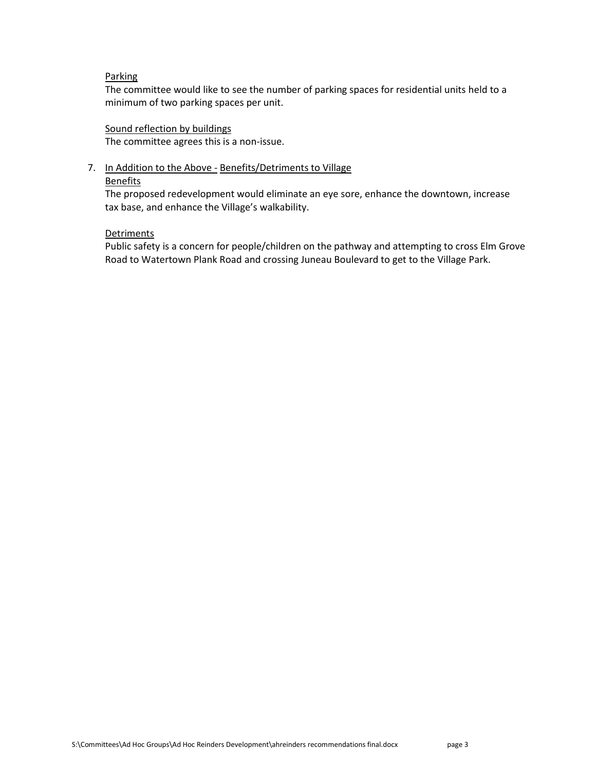<u>Parking</u>
The committee would like to see the number of parking spaces for residential units held to a minimum of two parking spaces per unit.

<u>Sound reflection by buildings</u>
The committee agrees this is a non-issue.

7. <u>In Addition to the Above -</u> <u>Benefits/Detriments to Village</u>

   <u>Benefits</u>
   The proposed redevelopment would eliminate an eye sore, enhance the downtown, increase tax base, and enhance the Village's walkability.

   <u>Detriments</u>
   Public safety is a concern for people/children on the pathway and attempting to cross Elm Grove Road to Watertown Plank Road and crossing Juneau Boulevard to get to the Village Park.